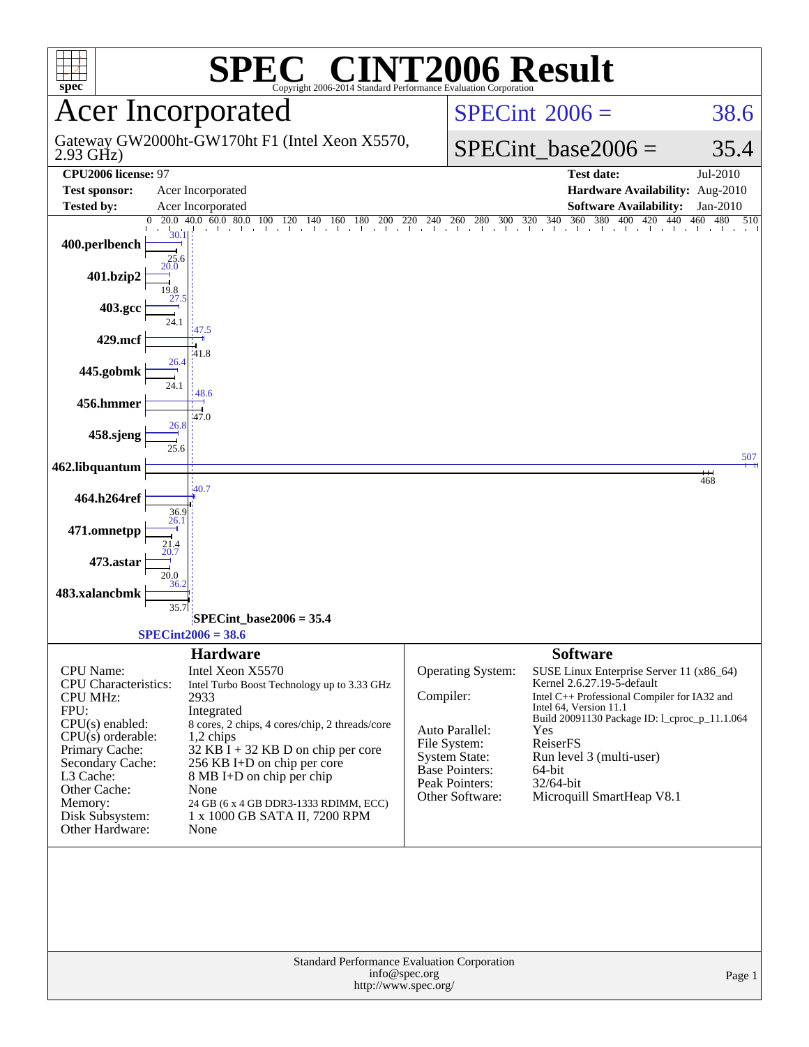# SPEC CINT2006 Result

Copyright 2006-2014 Standard Performance Evaluation Corporation

## Acer Incorporated

Gateway GW2000ht-GW170ht F1 (Intel Xeon X5570, 2.93 GHz)

**SPECint 2006 = 38.6**

**SPECint_base2006 = 35.4**

| | | | |
|---|---|---|---|
| **CPU2006 license:** 97 | | **Test date:** | Jul-2010 |
| **Test sponsor:** | Acer Incorporated | **Hardware Availability:** | Aug-2010 |
| **Tested by:** | Acer Incorporated | **Software Availability:** | Jan-2010 |

| Benchmark | Base | Peak |
|---|---|---|
| 400.perlbench | 25.6 | 30.1 |
| 401.bzip2 | 19.8 | 20.0 |
| 403.gcc | 24.1 | 27.5 |
| 429.mcf | 41.8 | 47.5 |
| 445.gobmk | 24.1 | 26.4 |
| 456.hmmer | 47.0 | 48.6 |
| 458.sjeng | 25.6 | 26.8 |
| 462.libquantum | 468 | 507 |
| 464.h264ref | 36.9 | 40.7 |
| 471.omnetpp | 21.4 | 26.1 |
| 473.astar | 20.0 | 20.7 |
| 483.xalancbmk | 35.7 | 36.2 |

SPECint_base2006 = 35.4

SPECint2006 = 38.6

### Hardware

| | |
|---|---|
| CPU Name: | Intel Xeon X5570 |
| CPU Characteristics: | Intel Turbo Boost Technology up to 3.33 GHz |
| CPU MHz: | 2933 |
| FPU: | Integrated |
| CPU(s) enabled: | 8 cores, 2 chips, 4 cores/chip, 2 threads/core |
| CPU(s) orderable: | 1,2 chips |
| Primary Cache: | 32 KB I + 32 KB D on chip per core |
| Secondary Cache: | 256 KB I+D on chip per core |
| L3 Cache: | 8 MB I+D on chip per chip |
| Other Cache: | None |
| Memory: | 24 GB (6 x 4 GB DDR3-1333 RDIMM, ECC) |
| Disk Subsystem: | 1 x 1000 GB SATA II, 7200 RPM |
| Other Hardware: | None |

### Software

| | |
|---|---|
| Operating System: | SUSE Linux Enterprise Server 11 (x86_64) Kernel 2.6.27.19-5-default |
| Compiler: | Intel C++ Professional Compiler for IA32 and Intel 64, Version 11.1 Build 20091130 Package ID: l_cproc_p_11.1.064 |
| Auto Parallel: | Yes |
| File System: | ReiserFS |
| System State: | Run level 3 (multi-user) |
| Base Pointers: | 64-bit |
| Peak Pointers: | 32/64-bit |
| Other Software: | Microquill SmartHeap V8.1 |

Standard Performance Evaluation Corporation
info@spec.org
http://www.spec.org/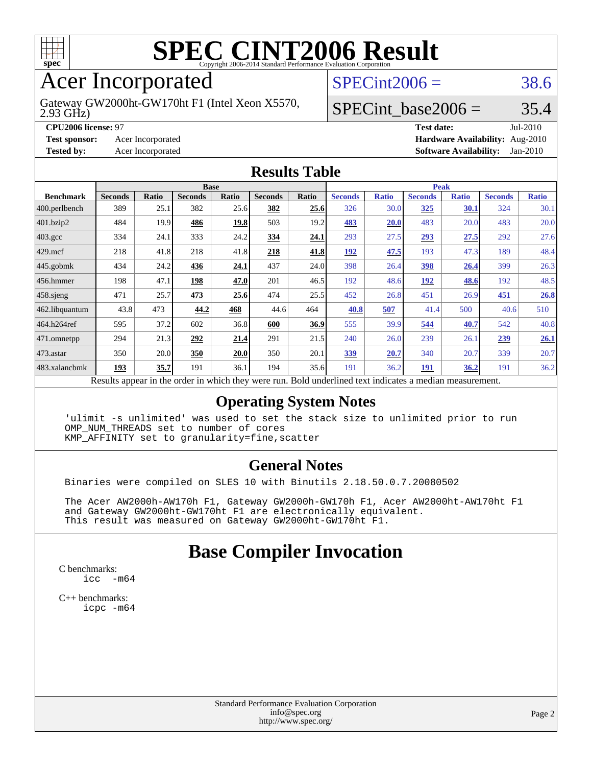# SPEC CINT2006 Result

Copyright 2006-2014 Standard Performance Evaluation Corporation

## Acer Incorporated

Gateway GW2000ht-GW170ht F1 (Intel Xeon X5570, 2.93 GHz)

SPECint2006 = 38.6

SPECint_base2006 = 35.4

**CPU2006 license:** 97
**Test sponsor:** Acer Incorporated
**Tested by:** Acer Incorporated

**Test date:** Jul-2010
**Hardware Availability:** Aug-2010
**Software Availability:** Jan-2010

## Results Table

| Benchmark | Base | | | | | | Peak | | | | | |
|---|---|---|---|---|---|---|---|---|---|---|---|---|
| | Seconds | Ratio | Seconds | Ratio | Seconds | Ratio | Seconds | Ratio | Seconds | Ratio | Seconds | Ratio |
| 400.perlbench | 389 | 25.1 | 382 | 25.6 | **382** | **25.6** | 326 | 30.0 | **325** | **30.1** | 324 | 30.1 |
| 401.bzip2 | 484 | 19.9 | **486** | **19.8** | 503 | 19.2 | **483** | **20.0** | 483 | 20.0 | 483 | 20.0 |
| 403.gcc | 334 | 24.1 | 333 | 24.2 | **334** | **24.1** | 293 | 27.5 | **293** | **27.5** | 292 | 27.6 |
| 429.mcf | 218 | 41.8 | 218 | 41.8 | **218** | **41.8** | **192** | **47.5** | 193 | 47.3 | 189 | 48.4 |
| 445.gobmk | 434 | 24.2 | **436** | **24.1** | 437 | 24.0 | 398 | 26.4 | **398** | **26.4** | 399 | 26.3 |
| 456.hmmer | 198 | 47.1 | **198** | **47.0** | 201 | 46.5 | 192 | 48.6 | **192** | **48.6** | 192 | 48.5 |
| 458.sjeng | 471 | 25.7 | **473** | **25.6** | 474 | 25.5 | 452 | 26.8 | 451 | 26.9 | **451** | **26.8** |
| 462.libquantum | 43.8 | 473 | **44.2** | **468** | 44.6 | 464 | **40.8** | **507** | 41.4 | 500 | 40.6 | 510 |
| 464.h264ref | 595 | 37.2 | 602 | 36.8 | **600** | **36.9** | 555 | 39.9 | **544** | **40.7** | 542 | 40.8 |
| 471.omnetpp | 294 | 21.3 | **292** | **21.4** | 291 | 21.5 | 240 | 26.0 | 239 | 26.1 | **239** | **26.1** |
| 473.astar | 350 | 20.0 | **350** | **20.0** | 350 | 20.1 | **339** | **20.7** | 340 | 20.7 | 339 | 20.7 |
| 483.xalancbmk | **193** | **35.7** | 191 | 36.1 | 194 | 35.6 | 191 | 36.2 | **191** | **36.2** | 191 | 36.2 |

Results appear in the order in which they were run. Bold underlined text indicates a median measurement.

## Operating System Notes

```
'ulimit -s unlimited' was used to set the stack size to unlimited prior to run
OMP_NUM_THREADS set to number of cores
KMP_AFFINITY set to granularity=fine,scatter
```

## General Notes

```
Binaries were compiled on SLES 10 with Binutils 2.18.50.0.7.20080502

The Acer AW2000h-AW170h F1, Gateway GW2000h-GW170h F1, Acer AW2000ht-AW170ht F1
and Gateway GW2000ht-GW170ht F1 are electronically equivalent.
This result was measured on Gateway GW2000ht-GW170ht F1.
```

## Base Compiler Invocation

C benchmarks:
```
icc  -m64
```

C++ benchmarks:
```
icpc -m64
```

Standard Performance Evaluation Corporation
info@spec.org
http://www.spec.org/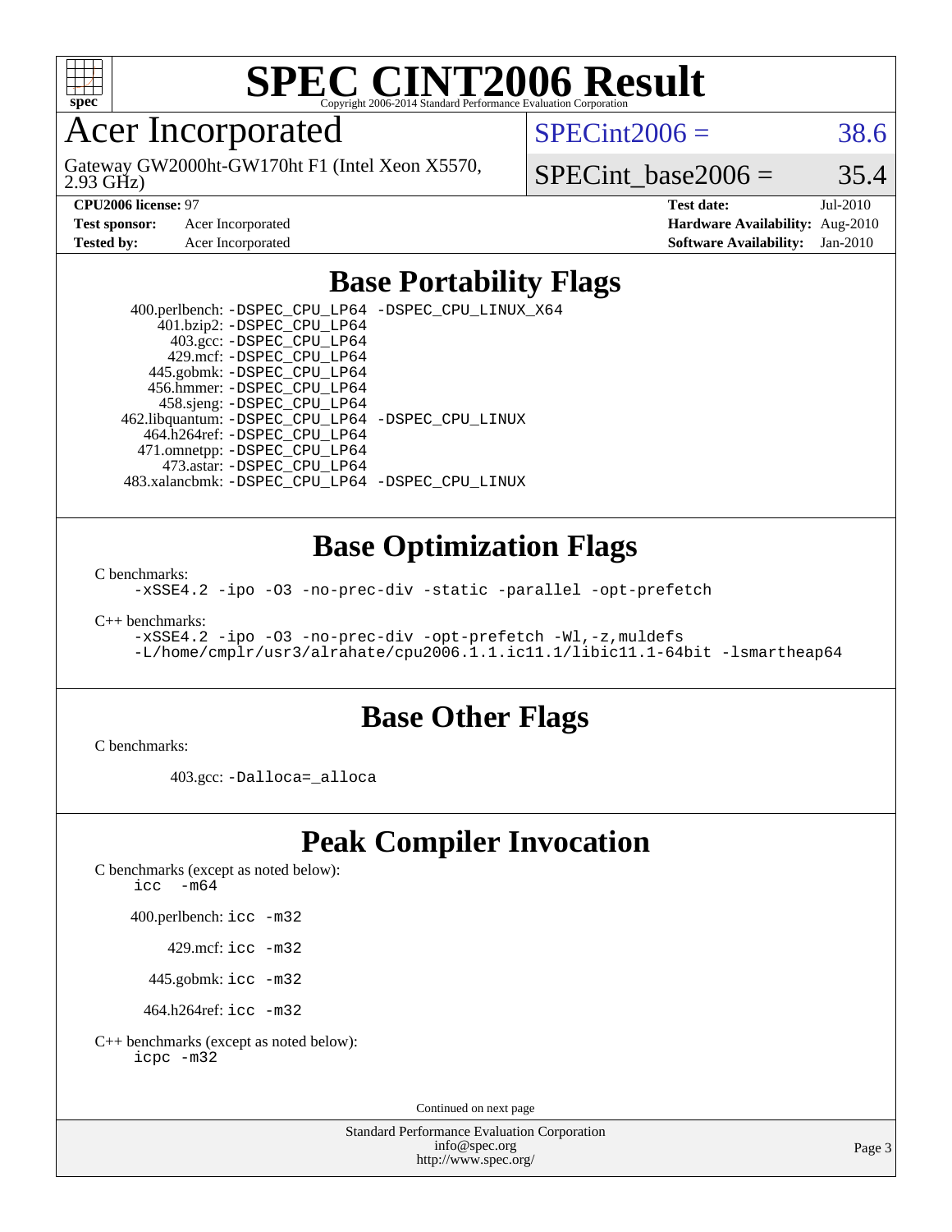# SPEC CINT2006 Result

## Acer Incorporated

Gateway GW2000ht-GW170ht F1 (Intel Xeon X5570, 2.93 GHz)

SPECint2006 = 38.6

SPECint_base2006 = 35.4

**CPU2006 license:** 97

**Test sponsor:** Acer Incorporated

**Tested by:** Acer Incorporated

**Test date:** Jul-2010

**Hardware Availability:** Aug-2010

**Software Availability:** Jan-2010

## Base Portability Flags

400.perlbench: `-DSPEC_CPU_LP64 -DSPEC_CPU_LINUX_X64`
401.bzip2: `-DSPEC_CPU_LP64`
403.gcc: `-DSPEC_CPU_LP64`
429.mcf: `-DSPEC_CPU_LP64`
445.gobmk: `-DSPEC_CPU_LP64`
456.hmmer: `-DSPEC_CPU_LP64`
458.sjeng: `-DSPEC_CPU_LP64`
462.libquantum: `-DSPEC_CPU_LP64 -DSPEC_CPU_LINUX`
464.h264ref: `-DSPEC_CPU_LP64`
471.omnetpp: `-DSPEC_CPU_LP64`
473.astar: `-DSPEC_CPU_LP64`
483.xalancbmk: `-DSPEC_CPU_LP64 -DSPEC_CPU_LINUX`

## Base Optimization Flags

C benchmarks:

```
-xSSE4.2 -ipo -O3 -no-prec-div -static -parallel -opt-prefetch
```

C++ benchmarks:

```
-xSSE4.2 -ipo -O3 -no-prec-div -opt-prefetch -Wl,-z,muldefs
-L/home/cmplr/usr3/alrahate/cpu2006.1.1.ic11.1/libic11.1-64bit -lsmartheap64
```

## Base Other Flags

C benchmarks:

403.gcc: `-Dalloca=_alloca`

## Peak Compiler Invocation

C benchmarks (except as noted below):

```
icc -m64
```

400.perlbench: `icc -m32`

429.mcf: `icc -m32`

445.gobmk: `icc -m32`

464.h264ref: `icc -m32`

C++ benchmarks (except as noted below):

```
icpc -m32
```

Continued on next page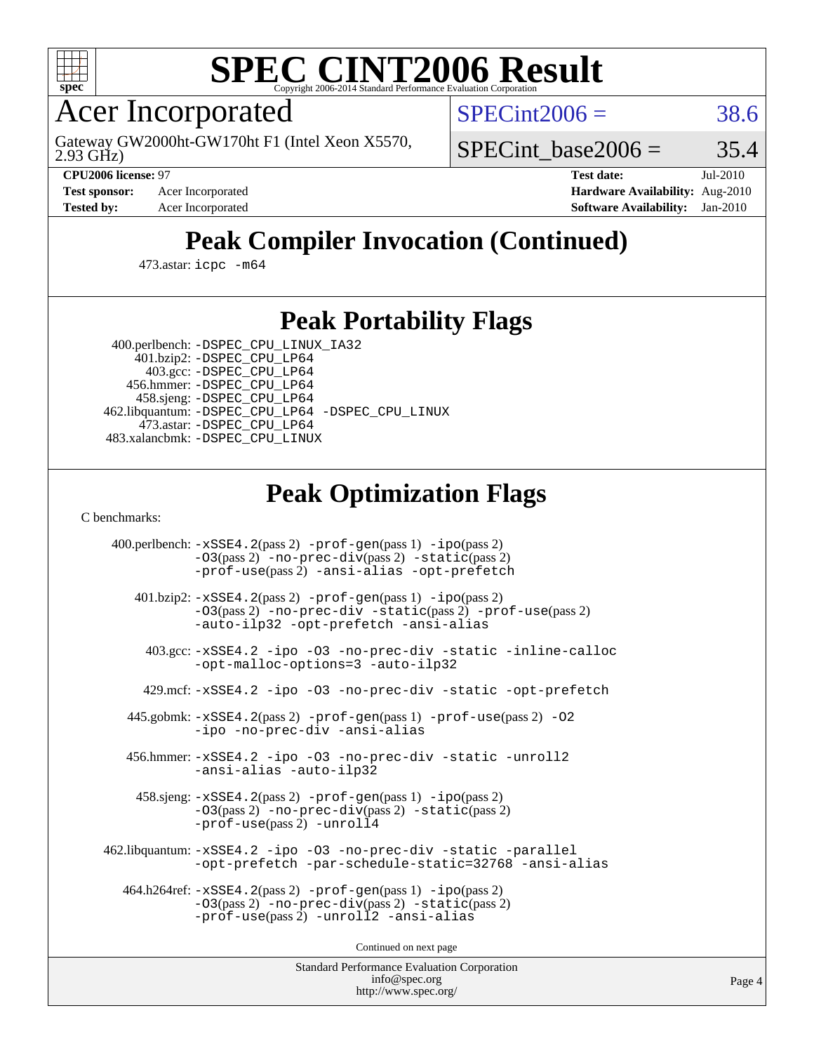# SPEC CINT2006 Result

Copyright 2006-2014 Standard Performance Evaluation Corporation

## Acer Incorporated

Gateway GW2000ht-GW170ht F1 (Intel Xeon X5570, 2.93 GHz)

SPECint2006 = 38.6

SPECint_base2006 = 35.4

| | | | |
|---|---|---|---|
| **CPU2006 license:** 97 | | **Test date:** | Jul-2010 |
| **Test sponsor:** | Acer Incorporated | **Hardware Availability:** | Aug-2010 |
| **Tested by:** | Acer Incorporated | **Software Availability:** | Jan-2010 |

## Peak Compiler Invocation (Continued)

473.astar: `icpc -m64`

## Peak Portability Flags

400.perlbench: `-DSPEC_CPU_LINUX_IA32`
401.bzip2: `-DSPEC_CPU_LP64`
403.gcc: `-DSPEC_CPU_LP64`
456.hmmer: `-DSPEC_CPU_LP64`
458.sjeng: `-DSPEC_CPU_LP64`
462.libquantum: `-DSPEC_CPU_LP64 -DSPEC_CPU_LINUX`
473.astar: `-DSPEC_CPU_LP64`
483.xalancbmk: `-DSPEC_CPU_LINUX`

## Peak Optimization Flags

C benchmarks:

400.perlbench: `-xSSE4.2`(pass 2) `-prof-gen`(pass 1) `-ipo`(pass 2) `-O3`(pass 2) `-no-prec-div`(pass 2) `-static`(pass 2) `-prof-use`(pass 2) `-ansi-alias -opt-prefetch`

401.bzip2: `-xSSE4.2`(pass 2) `-prof-gen`(pass 1) `-ipo`(pass 2) `-O3`(pass 2) `-no-prec-div -static`(pass 2) `-prof-use`(pass 2) `-auto-ilp32 -opt-prefetch -ansi-alias`

403.gcc: `-xSSE4.2 -ipo -O3 -no-prec-div -static -inline-calloc -opt-malloc-options=3 -auto-ilp32`

429.mcf: `-xSSE4.2 -ipo -O3 -no-prec-div -static -opt-prefetch`

445.gobmk: `-xSSE4.2`(pass 2) `-prof-gen`(pass 1) `-prof-use`(pass 2) `-O2 -ipo -no-prec-div -ansi-alias`

456.hmmer: `-xSSE4.2 -ipo -O3 -no-prec-div -static -unroll2 -ansi-alias -auto-ilp32`

458.sjeng: `-xSSE4.2`(pass 2) `-prof-gen`(pass 1) `-ipo`(pass 2) `-O3`(pass 2) `-no-prec-div`(pass 2) `-static`(pass 2) `-prof-use`(pass 2) `-unroll4`

462.libquantum: `-xSSE4.2 -ipo -O3 -no-prec-div -static -parallel -opt-prefetch -par-schedule-static=32768 -ansi-alias`

464.h264ref: `-xSSE4.2`(pass 2) `-prof-gen`(pass 1) `-ipo`(pass 2) `-O3`(pass 2) `-no-prec-div`(pass 2) `-static`(pass 2) `-prof-use`(pass 2) `-unroll2 -ansi-alias`

Continued on next page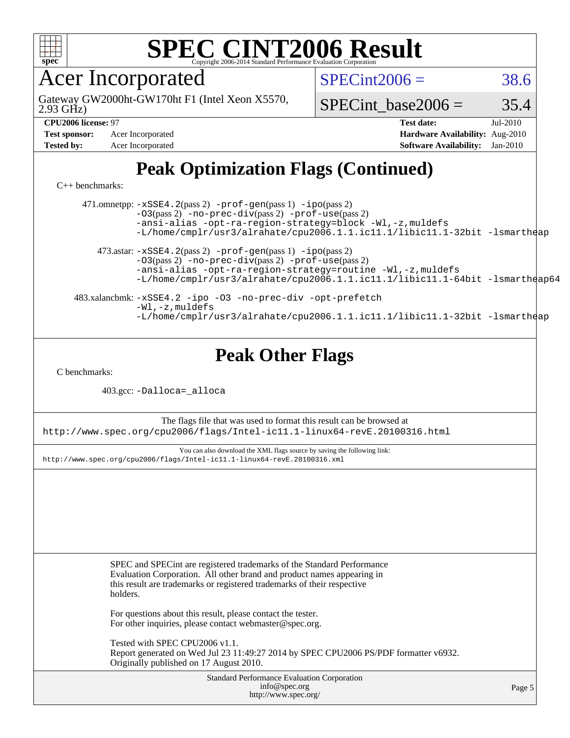# Peak Optimization Flags (Continued)

C++ benchmarks:

471.omnetpp: -xSSE4.2(pass 2) -prof-gen(pass 1) -ipo(pass 2) -O3(pass 2) -no-prec-div(pass 2) -prof-use(pass 2) -ansi-alias -opt-ra-region-strategy=block -Wl,-z,muldefs -L/home/cmplr/usr3/alrahate/cpu2006.1.1.ic11.1/libic11.1-32bit -lsmartheap

473.astar: -xSSE4.2(pass 2) -prof-gen(pass 1) -ipo(pass 2) -O3(pass 2) -no-prec-div(pass 2) -prof-use(pass 2) -ansi-alias -opt-ra-region-strategy=routine -Wl,-z,muldefs -L/home/cmplr/usr3/alrahate/cpu2006.1.1.ic11.1/libic11.1-64bit -lsmartheap64

483.xalancbmk: -xSSE4.2 -ipo -O3 -no-prec-div -opt-prefetch -Wl,-z,muldefs -L/home/cmplr/usr3/alrahate/cpu2006.1.1.ic11.1/libic11.1-32bit -lsmartheap

# Peak Other Flags

C benchmarks:

403.gcc: -Dalloca=_alloca

The flags file that was used to format this result can be browsed at
http://www.spec.org/cpu2006/flags/Intel-ic11.1-linux64-revE.20100316.html

You can also download the XML flags source by saving the following link:
http://www.spec.org/cpu2006/flags/Intel-ic11.1-linux64-revE.20100316.xml

SPEC and SPECint are registered trademarks of the Standard Performance Evaluation Corporation. All other brand and product names appearing in this result are trademarks or registered trademarks of their respective holders.

For questions about this result, please contact the tester.
For other inquiries, please contact webmaster@spec.org.

Tested with SPEC CPU2006 v1.1.
Report generated on Wed Jul 23 11:49:27 2014 by SPEC CPU2006 PS/PDF formatter v6932.
Originally published on 17 August 2010.